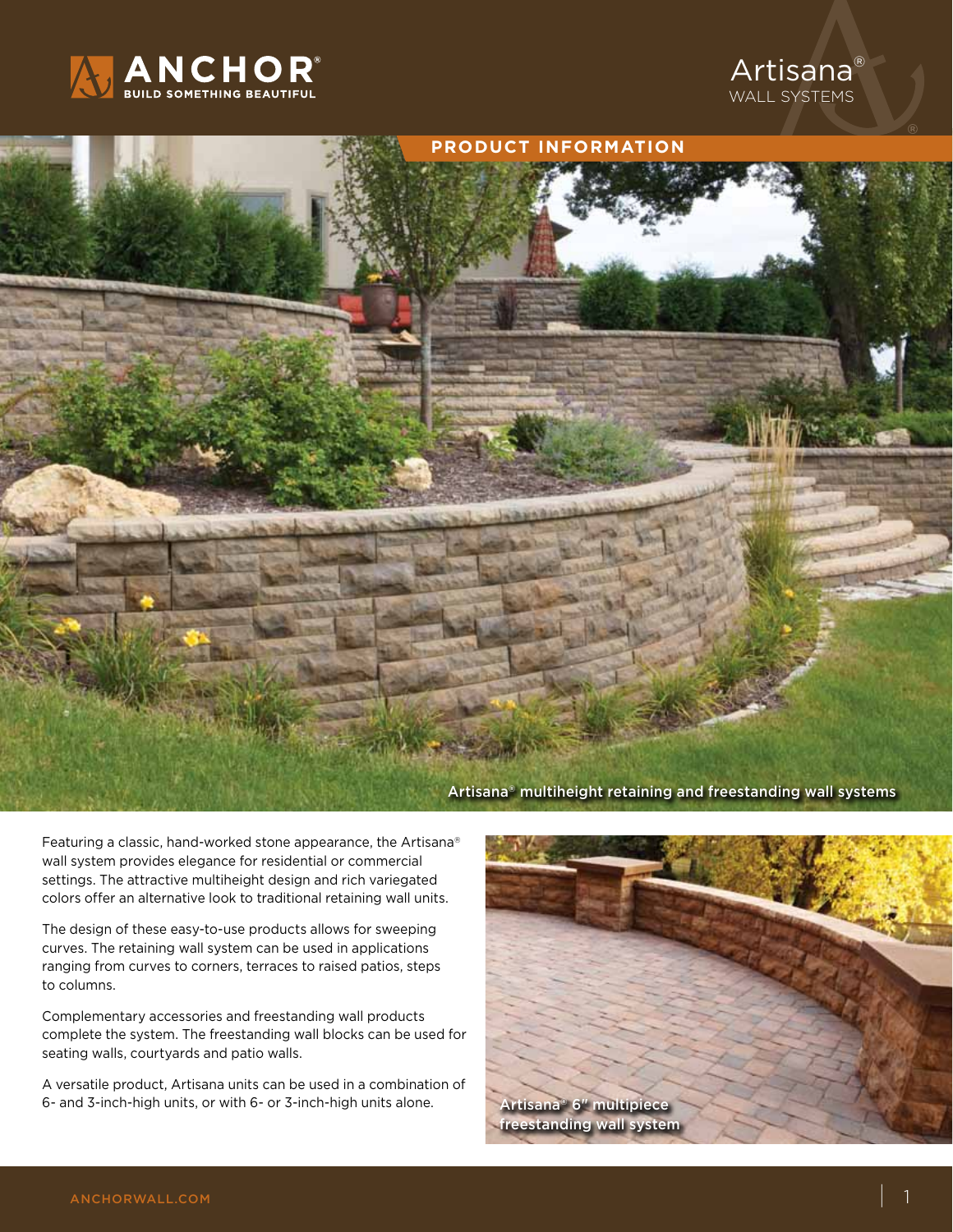ANCHOR®
BUILD SOMETHING BEAUTIFUL

Artisana®
WALL SYSTEMS

## PRODUCT INFORMATION

Artisana® multiheight retaining and freestanding wall systems

Featuring a classic, hand-worked stone appearance, the Artisana® wall system provides elegance for residential or commercial settings. The attractive multiheight design and rich variegated colors offer an alternative look to traditional retaining wall units.

The design of these easy-to-use products allows for sweeping curves. The retaining wall system can be used in applications ranging from curves to corners, terraces to raised patios, steps to columns.

Complementary accessories and freestanding wall products complete the system. The freestanding wall blocks can be used for seating walls, courtyards and patio walls.

A versatile product, Artisana units can be used in a combination of 6- and 3-inch-high units, or with 6- or 3-inch-high units alone.

Artisana® 6" multipiece freestanding wall system

ANCHORWALL.COM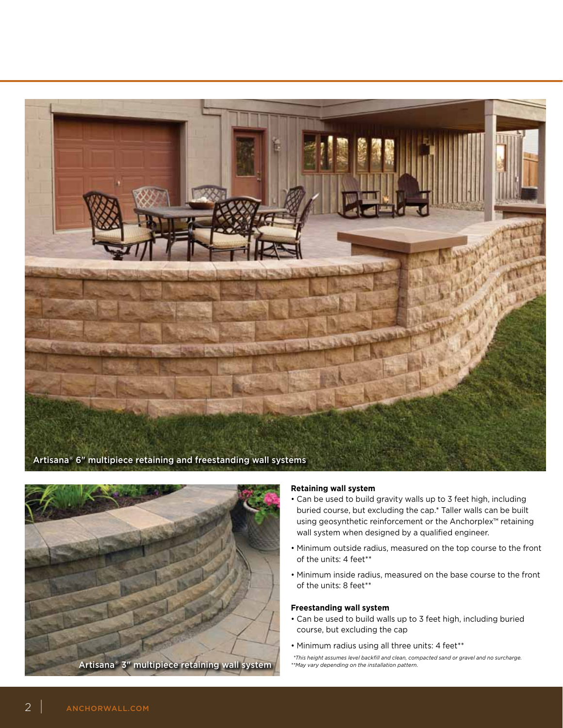Artisana® 6″ multipiece retaining and freestanding wall systems

Artisana® 3″ multipiece retaining wall system

**Retaining wall system**

- Can be used to build gravity walls up to 3 feet high, including buried course, but excluding the cap.* Taller walls can be built using geosynthetic reinforcement or the Anchorplex™ retaining wall system when designed by a qualified engineer.
- Minimum outside radius, measured on the top course to the front of the units: 4 feet**
- Minimum inside radius, measured on the base course to the front of the units: 8 feet**

**Freestanding wall system**

- Can be used to build walls up to 3 feet high, including buried course, but excluding the cap
- Minimum radius using all three units: 4 feet**

*\*This height assumes level backfill and clean, compacted sand or gravel and no surcharge.*
*\*\*May vary depending on the installation pattern.*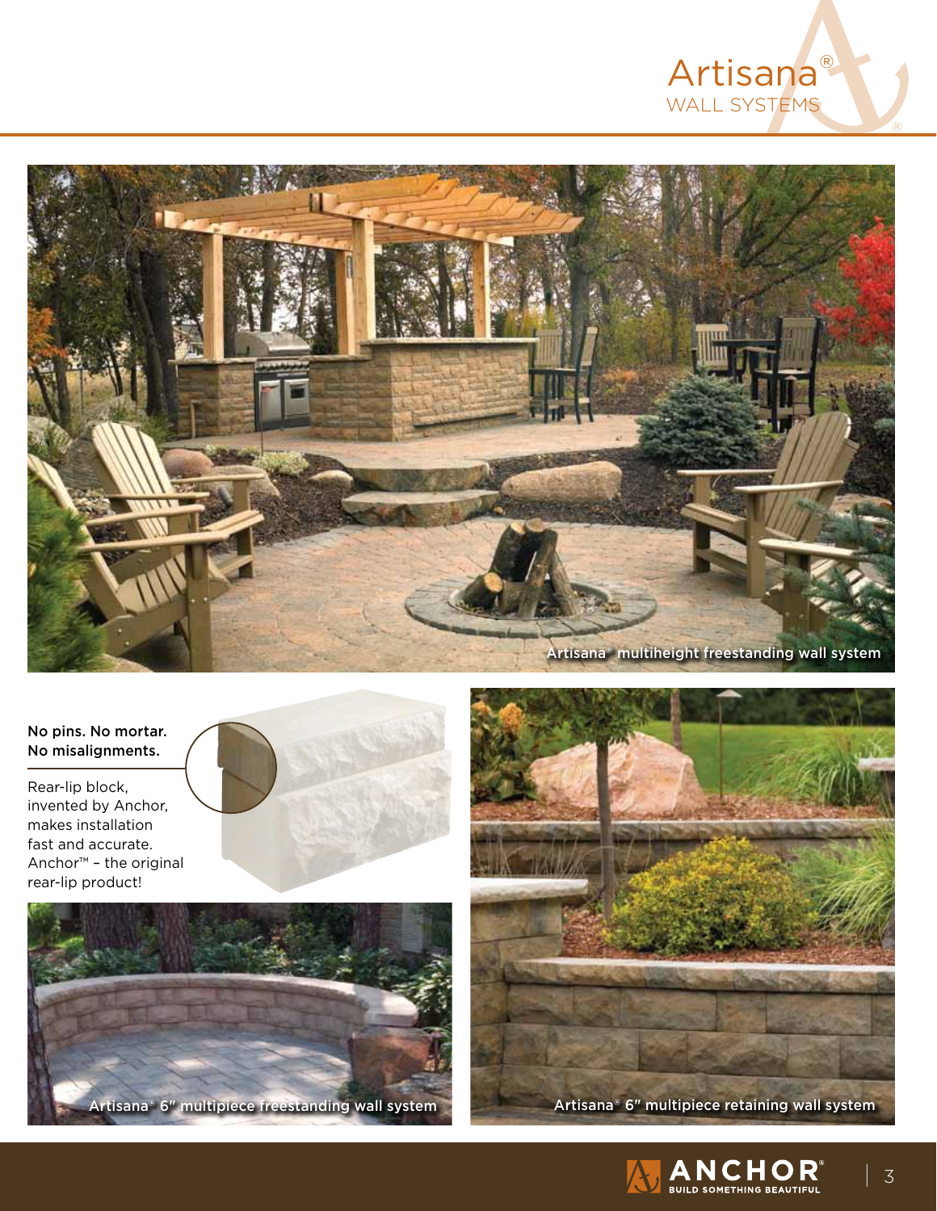# Artisana®
## WALL SYSTEMS

Artisana® multiheight freestanding wall system

**No pins. No mortar. No misalignments.**

Rear-lip block, invented by Anchor, makes installation fast and accurate. Anchor™ – the original rear-lip product!

Artisana® 6″ multipiece freestanding wall system

Artisana® 6″ multipiece retaining wall system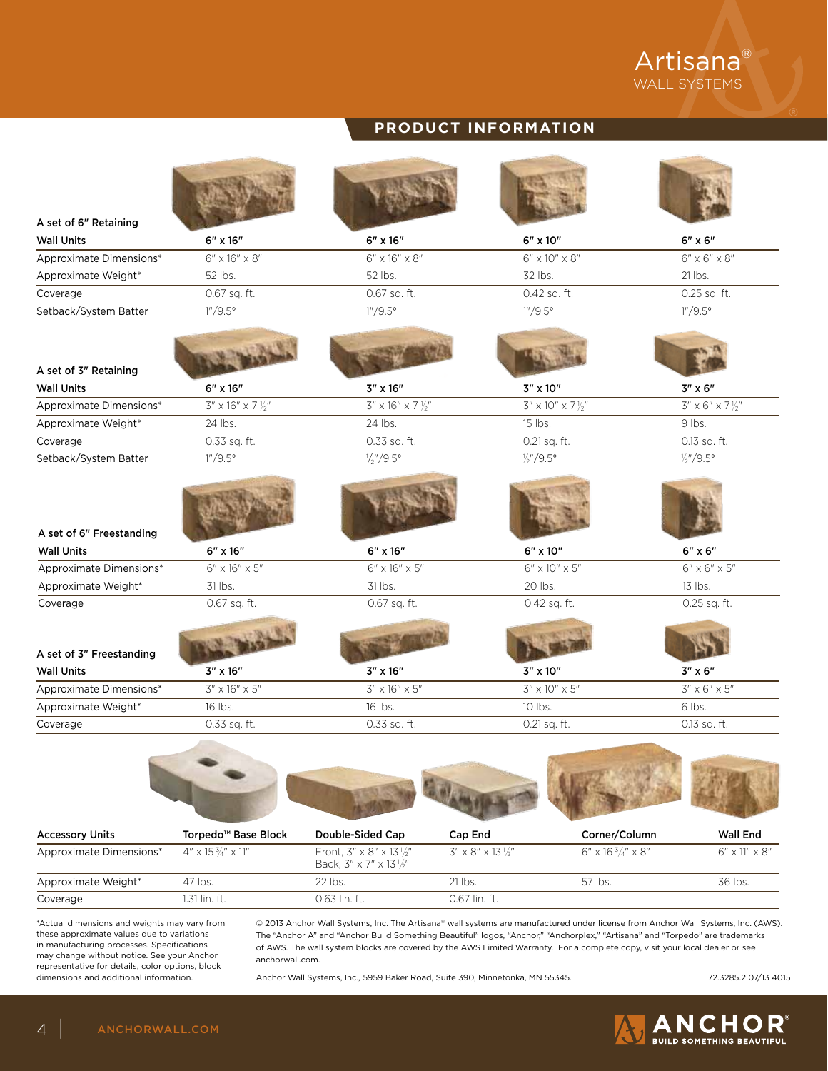Artisana®
WALL SYSTEMS

## PRODUCT INFORMATION

| A set of 6" Retaining Wall Units | 6" x 16" | 6" x 16" | 6" x 10" | 6" x 6" |
|---|---|---|---|---|
| Approximate Dimensions* | 6" x 16" x 8" | 6" x 16" x 8" | 6" x 10" x 8" | 6" x 6" x 8" |
| Approximate Weight* | 52 lbs. | 52 lbs. | 32 lbs. | 21 lbs. |
| Coverage | 0.67 sq. ft. | 0.67 sq. ft. | 0.42 sq. ft. | 0.25 sq. ft. |
| Setback/System Batter | 1"/9.5° | 1"/9.5° | 1"/9.5° | 1"/9.5° |

| A set of 3" Retaining Wall Units | 6" x 16" | 3" x 16" | 3" x 10" | 3" x 6" |
|---|---|---|---|---|
| Approximate Dimensions* | 3" x 16" x 7 ½" | 3" x 16" x 7 ½" | 3" x 10" x 7 ½" | 3" x 6" x 7 ½" |
| Approximate Weight* | 24 lbs. | 24 lbs. | 15 lbs. | 9 lbs. |
| Coverage | 0.33 sq. ft. | 0.33 sq. ft. | 0.21 sq. ft. | 0.13 sq. ft. |
| Setback/System Batter | 1"/9.5° | ½"/9.5° | ½"/9.5° | ½"/9.5° |

| A set of 6" Freestanding Wall Units | 6" x 16" | 6" x 16" | 6" x 10" | 6" x 6" |
|---|---|---|---|---|
| Approximate Dimensions* | 6" x 16" x 5" | 6" x 16" x 5" | 6" x 10" x 5" | 6" x 6" x 5" |
| Approximate Weight* | 31 lbs. | 31 lbs. | 20 lbs. | 13 lbs. |
| Coverage | 0.67 sq. ft. | 0.67 sq. ft. | 0.42 sq. ft. | 0.25 sq. ft. |

| A set of 3" Freestanding Wall Units | 3" x 16" | 3" x 16" | 3" x 10" | 3" x 6" |
|---|---|---|---|---|
| Approximate Dimensions* | 3" x 16" x 5" | 3" x 16" x 5" | 3" x 10" x 5" | 3" x 6" x 5" |
| Approximate Weight* | 16 lbs. | 16 lbs. | 10 lbs. | 6 lbs. |
| Coverage | 0.33 sq. ft. | 0.33 sq. ft. | 0.21 sq. ft. | 0.13 sq. ft. |

| Accessory Units | Torpedo™ Base Block | Double-Sided Cap | Cap End | Corner/Column | Wall End |
|---|---|---|---|---|---|
| Approximate Dimensions* | 4" x 15 ¾" x 11" | Front, 3" x 8" x 13 ½" Back, 3" x 7" x 13 ½" | 3" x 8" x 13 ½" | 6" x 16 ¾" x 8" | 6" x 11" x 8" |
| Approximate Weight* | 47 lbs. | 22 lbs. | 21 lbs. | 57 lbs. | 36 lbs. |
| Coverage | 1.31 lin. ft. | 0.63 lin. ft. | 0.67 lin. ft. | | |

*Actual dimensions and weights may vary from these approximate values due to variations in manufacturing processes. Specifications may change without notice. See your Anchor representative for details, color options, block dimensions and additional information.

© 2013 Anchor Wall Systems, Inc. The Artisana® wall systems are manufactured under license from Anchor Wall Systems, Inc. (AWS). The "Anchor A" and "Anchor Build Something Beautiful" logos, "Anchor," "Anchorplex," "Artisana" and "Torpedo" are trademarks of AWS. The wall system blocks are covered by the AWS Limited Warranty. For a complete copy, visit your local dealer or see anchorwall.com.

Anchor Wall Systems, Inc., 5959 Baker Road, Suite 390, Minnetonka, MN 55345.

72.3285.2 07/13 4015

ANCHORWALL.COM

ANCHOR® BUILD SOMETHING BEAUTIFUL